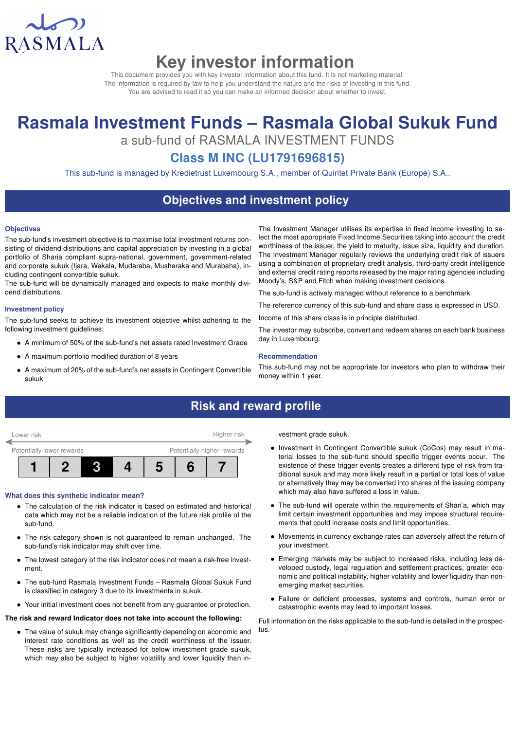RASMALA

# Key investor information

This document provides you with key investor information about this fund. It is not marketing material. The information is required by law to help you understand the nature and the risks of investing in this fund. You are advised to read it so you can make an informed decision about whether to invest.

# Rasmala Investment Funds – Rasmala Global Sukuk Fund

a sub-fund of RASMALA INVESTMENT FUNDS

## Class M INC (LU1791696815)

This sub-fund is managed by Kredietrust Luxembourg S.A., member of Quintet Private Bank (Europe) S.A..

## Objectives and investment policy

### Objectives

The sub-fund's investment objective is to maximise total investment returns consisting of dividend distributions and capital appreciation by investing in a global portfolio of Sharia compliant supra-national, government, government-related and corporate sukuk (Ijara, Wakala, Mudaraba, Musharaka and Murabaha), including contingent convertible sukuk.

The sub-fund will be dynamically managed and expects to make monthly dividend distributions.

### Investment policy

The sub-fund seeks to achieve its investment objective whilst adhering to the following investment guidelines:

- A minimum of 50% of the sub-fund's net assets rated Investment Grade
- A maximum portfolio modified duration of 8 years
- A maximum of 20% of the sub-fund's net assets in Contingent Convertible sukuk

The Investment Manager utilises its expertise in fixed income investing to select the most appropriate Fixed Income Securities taking into account the credit worthiness of the issuer, the yield to maturity, issue size, liquidity and duration. The Investment Manager regularly reviews the underlying credit risk of issuers using a combination of proprietary credit analysis, third-party credit intelligence and external credit rating reports released by the major rating agencies including Moody's, S&P and Fitch when making investment decisions.

The sub-fund is actively managed without reference to a benchmark.

The reference currency of this sub-fund and share class is expressed in USD.

Income of this share class is in principle distributed.

The investor may subscribe, convert and redeem shares on each bank business day in Luxembourg.

### Recommendation

This sub-fund may not be appropriate for investors who plan to withdraw their money within 1 year.

## Risk and reward profile

Lower risk — Higher risk

Potentially lower rewards — Potentially higher rewards

| 1 | 2 | **3** | 4 | 5 | 6 | 7 |
|---|---|---|---|---|---|---|

### What does this synthetic indicator mean?

- The calculation of the risk indicator is based on estimated and historical data which may not be a reliable indication of the future risk profile of the sub-fund.
- The risk category shown is not guaranteed to remain unchanged. The sub-fund's risk indicator may shift over time.
- The lowest category of the risk indicator does not mean a risk-free investment.
- The sub-fund Rasmala Investment Funds – Rasmala Global Sukuk Fund is classified in category 3 due to its investments in sukuk.
- Your initial investment does not benefit from any guarantee or protection.

**The risk and reward Indicator does not take into account the following:**

- The value of sukuk may change significantly depending on economic and interest rate conditions as well as the credit worthiness of the issuer. These risks are typically increased for below investment grade sukuk, which may also be subject to higher volatility and lower liquidity than investment grade sukuk.
- Investment in Contingent Convertible sukuk (CoCos) may result in material losses to the sub-fund should specific trigger events occur. The existence of these trigger events creates a different type of risk from traditional sukuk and may more likely result in a partial or total loss of value or alternatively they may be converted into shares of the issuing company which may also have suffered a loss in value.
- The sub-fund will operate within the requirements of Shari'a, which may limit certain investment opportunities and may impose structural requirements that could increase costs and limit opportunities.
- Movements in currency exchange rates can adversely affect the return of your investment.
- Emerging markets may be subject to increased risks, including less developed custody, legal regulation and settlement practices, greater economic and political instability, higher volatility and lower liquidity than non-emerging market securities.
- Failure or deficient processes, systems and controls, human error or catastrophic events may lead to important losses.

Full information on the risks applicable to the sub-fund is detailed in the prospectus.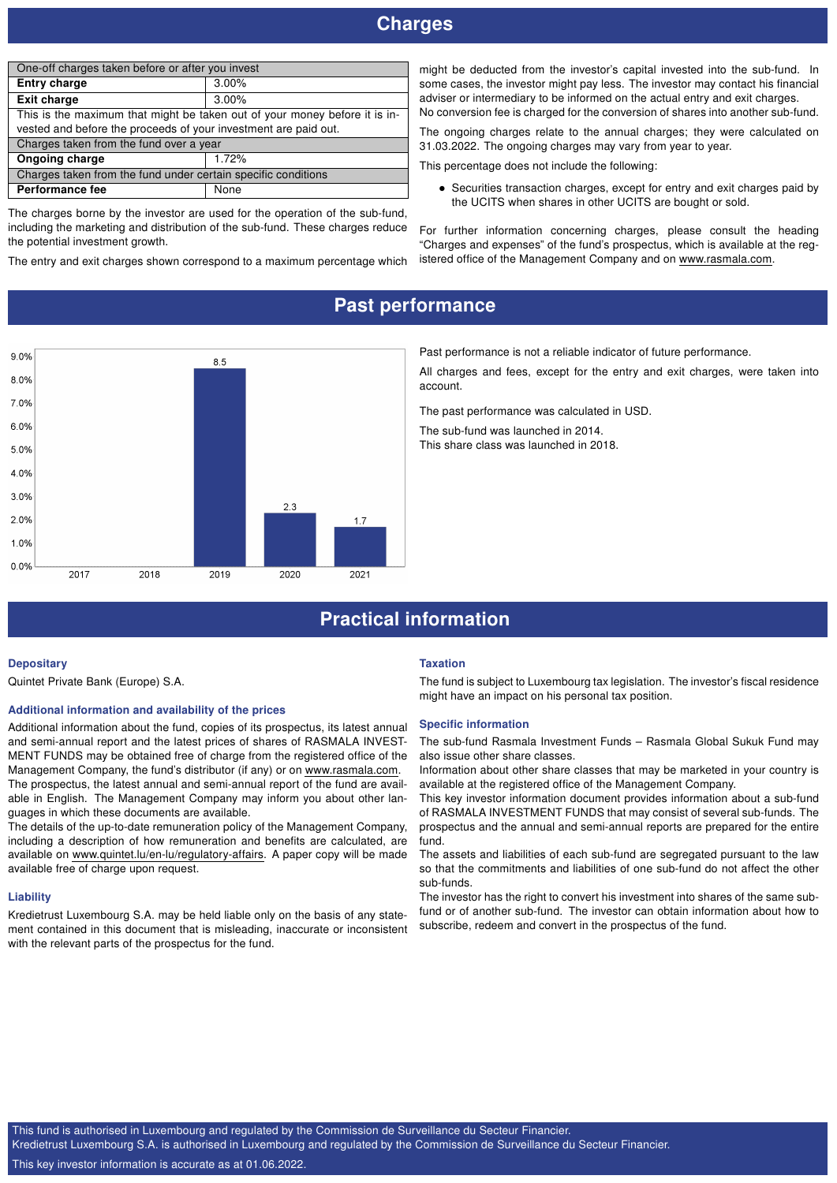## Charges

| One-off charges taken before or after you invest | |
|---|---|
| **Entry charge** | 3.00% |
| **Exit charge** | 3.00% |
| This is the maximum that might be taken out of your money before it is invested and before the proceeds of your investment are paid out. | |
| Charges taken from the fund over a year | |
| **Ongoing charge** | 1.72% |
| Charges taken from the fund under certain specific conditions | |
| **Performance fee** | None |

The charges borne by the investor are used for the operation of the sub-fund, including the marketing and distribution of the sub-fund. These charges reduce the potential investment growth.

The entry and exit charges shown correspond to a maximum percentage which might be deducted from the investor's capital invested into the sub-fund. In some cases, the investor might pay less. The investor may contact his financial adviser or intermediary to be informed on the actual entry and exit charges.
No conversion fee is charged for the conversion of shares into another sub-fund.

The ongoing charges relate to the annual charges; they were calculated on 31.03.2022. The ongoing charges may vary from year to year.

This percentage does not include the following:

- Securities transaction charges, except for entry and exit charges paid by the UCITS when shares in other UCITS are bought or sold.

For further information concerning charges, please consult the heading "Charges and expenses" of the fund's prospectus, which is available at the registered office of the Management Company and on www.rasmala.com.

## Past performance

9.0%
8.0%
7.0%
6.0%
5.0%
4.0%
3.0%
2.0%
1.0%
0.0%

8.5
2.3
1.7

2017
2018
2019
2020
2021

Past performance is not a reliable indicator of future performance.

All charges and fees, except for the entry and exit charges, were taken into account.

The past performance was calculated in USD.

The sub-fund was launched in 2014.
This share class was launched in 2018.

## Practical information

### Depositary

Quintet Private Bank (Europe) S.A.

### Additional information and availability of the prices

Additional information about the fund, copies of its prospectus, its latest annual and semi-annual report and the latest prices of shares of RASMALA INVESTMENT FUNDS may be obtained free of charge from the registered office of the Management Company, the fund's distributor (if any) or on www.rasmala.com.
The prospectus, the latest annual and semi-annual report of the fund are available in English. The Management Company may inform you about other languages in which these documents are available.
The details of the up-to-date remuneration policy of the Management Company, including a description of how remuneration and benefits are calculated, are available on www.quintet.lu/en-lu/regulatory-affairs. A paper copy will be made available free of charge upon request.

### Liability

Kredietrust Luxembourg S.A. may be held liable only on the basis of any statement contained in this document that is misleading, inaccurate or inconsistent with the relevant parts of the prospectus for the fund.

### Taxation

The fund is subject to Luxembourg tax legislation. The investor's fiscal residence might have an impact on his personal tax position.

### Specific information

The sub-fund Rasmala Investment Funds – Rasmala Global Sukuk Fund may also issue other share classes.
Information about other share classes that may be marketed in your country is available at the registered office of the Management Company.
This key investor information document provides information about a sub-fund of RASMALA INVESTMENT FUNDS that may consist of several sub-funds. The prospectus and the annual and semi-annual reports are prepared for the entire fund.
The assets and liabilities of each sub-fund are segregated pursuant to the law so that the commitments and liabilities of one sub-fund do not affect the other sub-funds.
The investor has the right to convert his investment into shares of the same sub-fund or of another sub-fund. The investor can obtain information about how to subscribe, redeem and convert in the prospectus of the fund.

This fund is authorised in Luxembourg and regulated by the Commission de Surveillance du Secteur Financier.
Kredietrust Luxembourg S.A. is authorised in Luxembourg and regulated by the Commission de Surveillance du Secteur Financier.

This key investor information is accurate as at 01.06.2022.